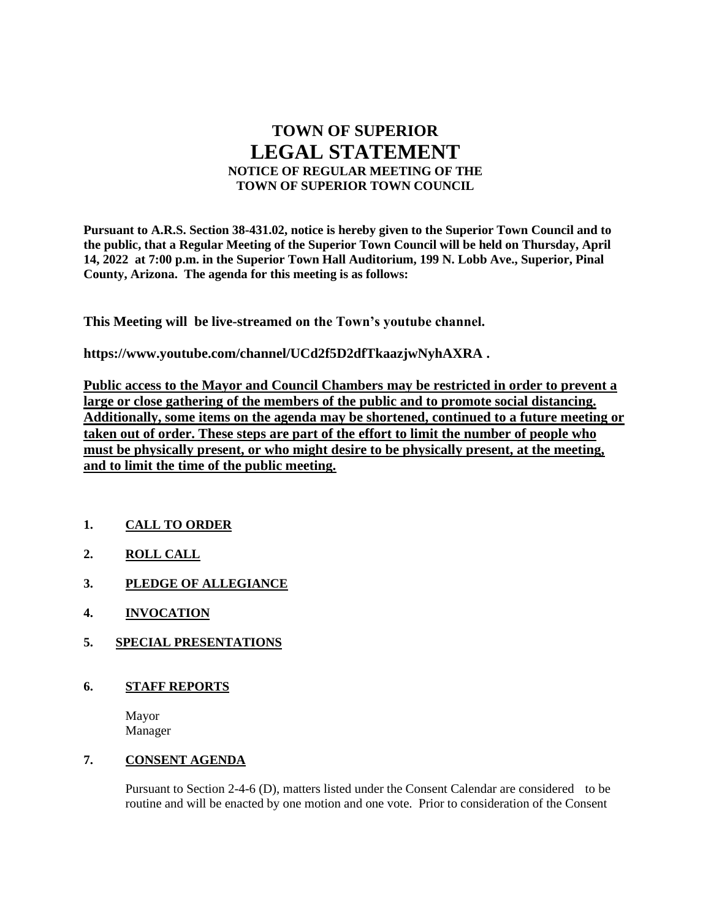# TOWN OF SUPERIOR
# LEGAL STATEMENT
### NOTICE OF REGULAR MEETING OF THE TOWN OF SUPERIOR TOWN COUNCIL

**Pursuant to A.R.S. Section 38-431.02, notice is hereby given to the Superior Town Council and to the public, that a Regular Meeting of the Superior Town Council will be held on Thursday, April 14, 2022 at 7:00 p.m. in the Superior Town Hall Auditorium, 199 N. Lobb Ave., Superior, Pinal County, Arizona. The agenda for this meeting is as follows:**

**This Meeting will be live-streamed on the Town's youtube channel.**

**https://www.youtube.com/channel/UCd2f5D2dfTkaazjwNyhAXRA .**

**Public access to the Mayor and Council Chambers may be restricted in order to prevent a large or close gathering of the members of the public and to promote social distancing. Additionally, some items on the agenda may be shortened, continued to a future meeting or taken out of order. These steps are part of the effort to limit the number of people who must be physically present, or who might desire to be physically present, at the meeting, and to limit the time of the public meeting.**

1. **CALL TO ORDER**

2. **ROLL CALL**

3. **PLEDGE OF ALLEGIANCE**

4. **INVOCATION**

5. **SPECIAL PRESENTATIONS**

6. **STAFF REPORTS**

   Mayor
   Manager

7. **CONSENT AGENDA**

   Pursuant to Section 2-4-6 (D), matters listed under the Consent Calendar are considered to be routine and will be enacted by one motion and one vote. Prior to consideration of the Consent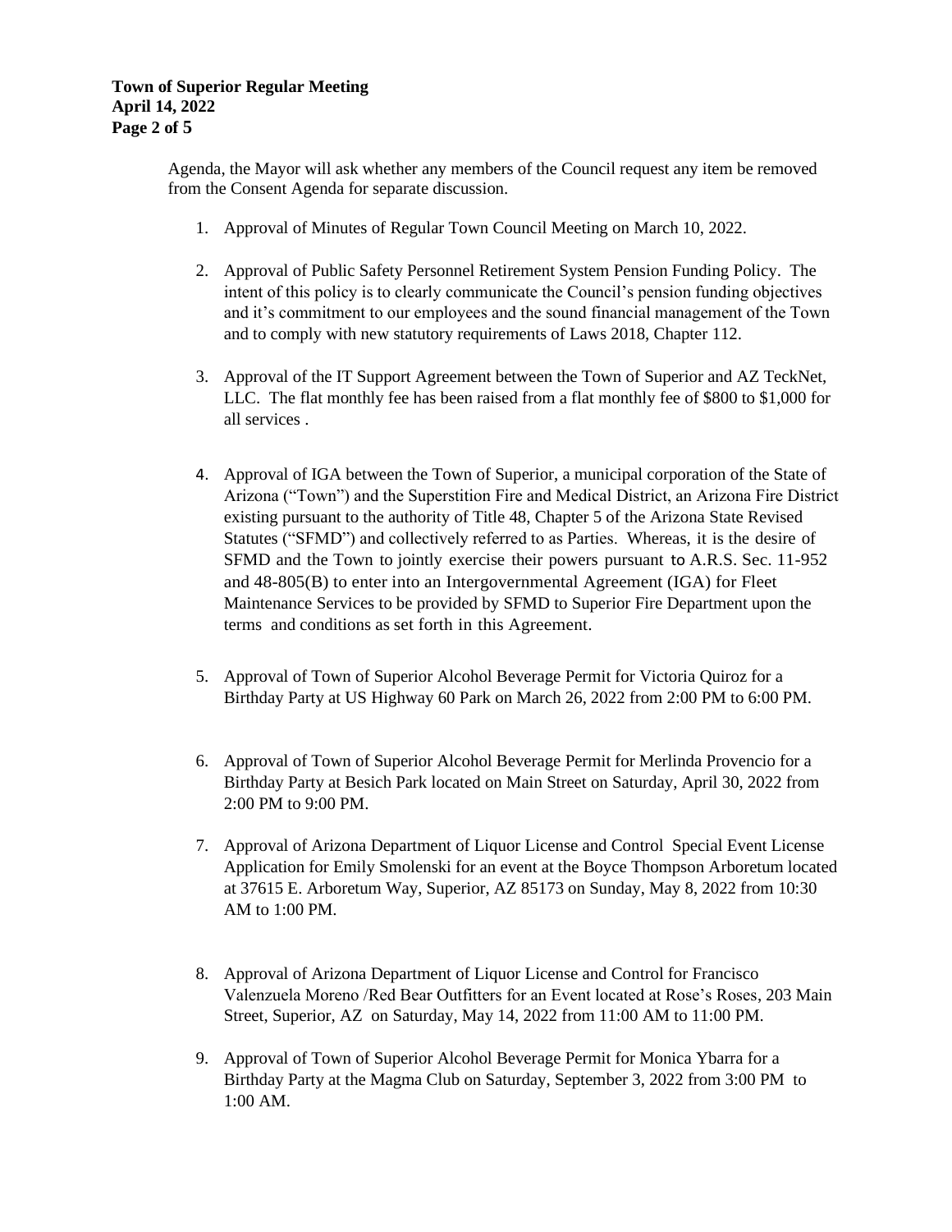Agenda, the Mayor will ask whether any members of the Council request any item be removed from the Consent Agenda for separate discussion.

1. Approval of Minutes of Regular Town Council Meeting on March 10, 2022.

2. Approval of Public Safety Personnel Retirement System Pension Funding Policy. The intent of this policy is to clearly communicate the Council's pension funding objectives and it's commitment to our employees and the sound financial management of the Town and to comply with new statutory requirements of Laws 2018, Chapter 112.

3. Approval of the IT Support Agreement between the Town of Superior and AZ TeckNet, LLC. The flat monthly fee has been raised from a flat monthly fee of $800 to $1,000 for all services .

4. Approval of IGA between the Town of Superior, a municipal corporation of the State of Arizona ("Town") and the Superstition Fire and Medical District, an Arizona Fire District existing pursuant to the authority of Title 48, Chapter 5 of the Arizona State Revised Statutes ("SFMD") and collectively referred to as Parties. Whereas, it is the desire of SFMD and the Town to jointly exercise their powers pursuant to A.R.S. Sec. 11-952 and 48-805(B) to enter into an Intergovernmental Agreement (IGA) for Fleet Maintenance Services to be provided by SFMD to Superior Fire Department upon the terms and conditions as set forth in this Agreement.

5. Approval of Town of Superior Alcohol Beverage Permit for Victoria Quiroz for a Birthday Party at US Highway 60 Park on March 26, 2022 from 2:00 PM to 6:00 PM.

6. Approval of Town of Superior Alcohol Beverage Permit for Merlinda Provencio for a Birthday Party at Besich Park located on Main Street on Saturday, April 30, 2022 from 2:00 PM to 9:00 PM.

7. Approval of Arizona Department of Liquor License and Control Special Event License Application for Emily Smolenski for an event at the Boyce Thompson Arboretum located at 37615 E. Arboretum Way, Superior, AZ 85173 on Sunday, May 8, 2022 from 10:30 AM to 1:00 PM.

8. Approval of Arizona Department of Liquor License and Control for Francisco Valenzuela Moreno /Red Bear Outfitters for an Event located at Rose's Roses, 203 Main Street, Superior, AZ on Saturday, May 14, 2022 from 11:00 AM to 11:00 PM.

9. Approval of Town of Superior Alcohol Beverage Permit for Monica Ybarra for a Birthday Party at the Magma Club on Saturday, September 3, 2022 from 3:00 PM to 1:00 AM.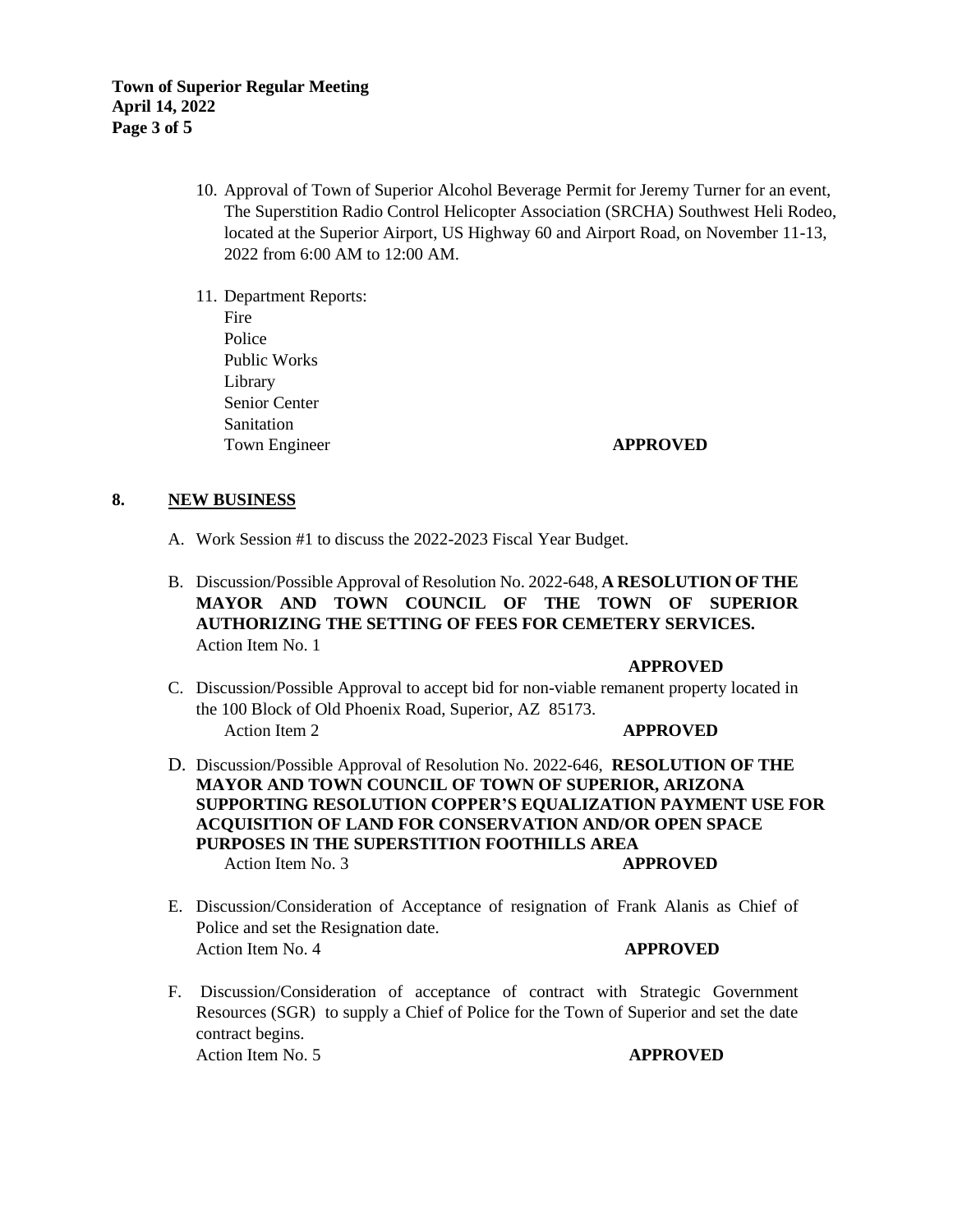10. Approval of Town of Superior Alcohol Beverage Permit for Jeremy Turner for an event, The Superstition Radio Control Helicopter Association (SRCHA) Southwest Heli Rodeo, located at the Superior Airport, US Highway 60 and Airport Road, on November 11-13, 2022 from 6:00 AM to 12:00 AM.

11. Department Reports:
    Fire
    Police
    Public Works
    Library
    Senior Center
    Sanitation
    Town Engineer **APPROVED**

## 8. NEW BUSINESS

A. Work Session #1 to discuss the 2022-2023 Fiscal Year Budget.

B. Discussion/Possible Approval of Resolution No. 2022-648, **A RESOLUTION OF THE MAYOR AND TOWN COUNCIL OF THE TOWN OF SUPERIOR AUTHORIZING THE SETTING OF FEES FOR CEMETERY SERVICES.**
Action Item No. 1
**APPROVED**

C. Discussion/Possible Approval to accept bid for non-viable remanent property located in the 100 Block of Old Phoenix Road, Superior, AZ 85173.
Action Item 2 **APPROVED**

D. Discussion/Possible Approval of Resolution No. 2022-646, **RESOLUTION OF THE MAYOR AND TOWN COUNCIL OF TOWN OF SUPERIOR, ARIZONA SUPPORTING RESOLUTION COPPER'S EQUALIZATION PAYMENT USE FOR ACQUISITION OF LAND FOR CONSERVATION AND/OR OPEN SPACE PURPOSES IN THE SUPERSTITION FOOTHILLS AREA**
Action Item No. 3 **APPROVED**

E. Discussion/Consideration of Acceptance of resignation of Frank Alanis as Chief of Police and set the Resignation date.
Action Item No. 4 **APPROVED**

F. Discussion/Consideration of acceptance of contract with Strategic Government Resources (SGR) to supply a Chief of Police for the Town of Superior and set the date contract begins.
Action Item No. 5 **APPROVED**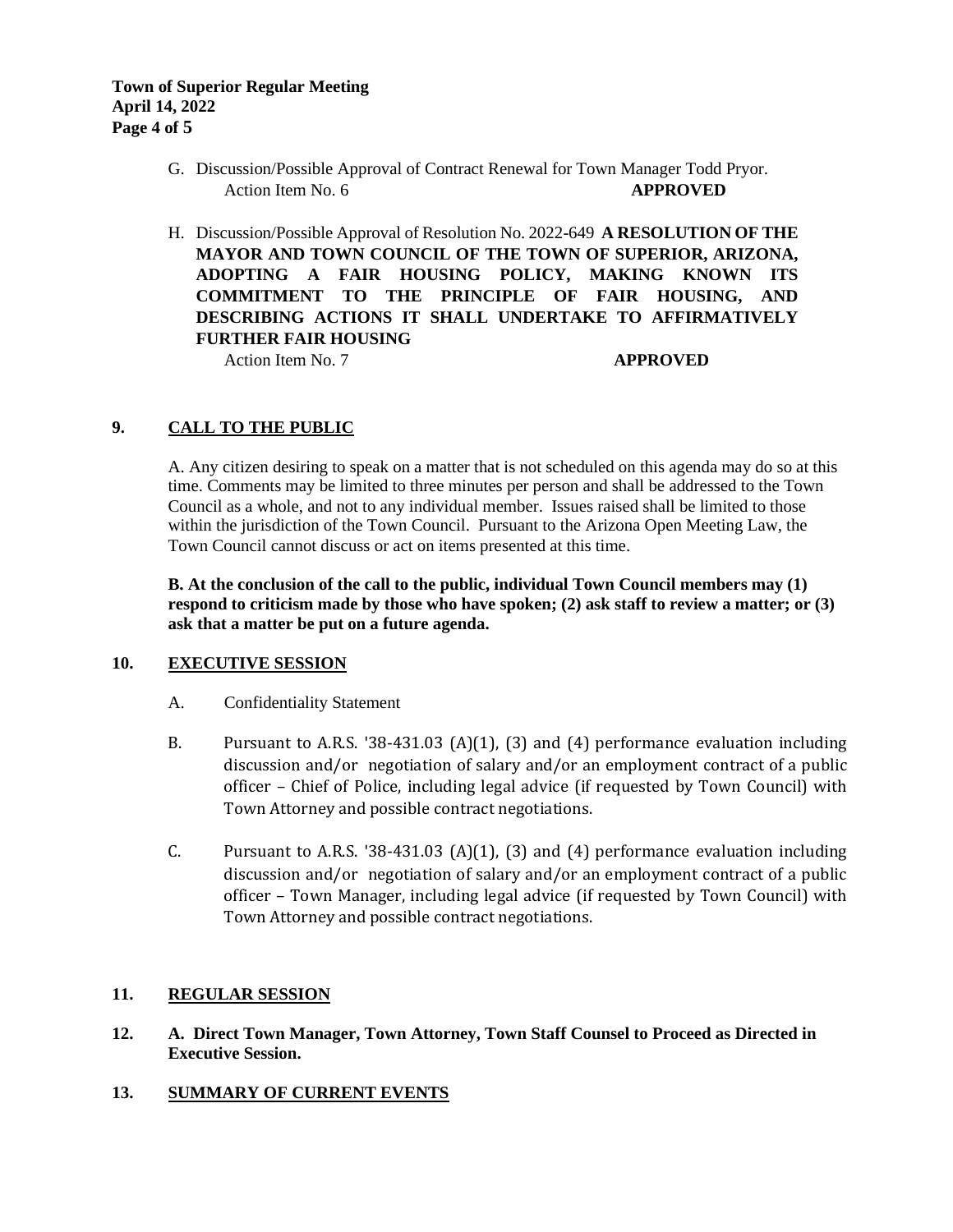G. Discussion/Possible Approval of Contract Renewal for Town Manager Todd Pryor.
Action Item No. 6 **APPROVED**

H. Discussion/Possible Approval of Resolution No. 2022-649 **A RESOLUTION OF THE MAYOR AND TOWN COUNCIL OF THE TOWN OF SUPERIOR, ARIZONA, ADOPTING A FAIR HOUSING POLICY, MAKING KNOWN ITS COMMITMENT TO THE PRINCIPLE OF FAIR HOUSING, AND DESCRIBING ACTIONS IT SHALL UNDERTAKE TO AFFIRMATIVELY FURTHER FAIR HOUSING**
Action Item No. 7 **APPROVED**

## 9. CALL TO THE PUBLIC

A. Any citizen desiring to speak on a matter that is not scheduled on this agenda may do so at this time. Comments may be limited to three minutes per person and shall be addressed to the Town Council as a whole, and not to any individual member. Issues raised shall be limited to those within the jurisdiction of the Town Council. Pursuant to the Arizona Open Meeting Law, the Town Council cannot discuss or act on items presented at this time.

**B. At the conclusion of the call to the public, individual Town Council members may (1) respond to criticism made by those who have spoken; (2) ask staff to review a matter; or (3) ask that a matter be put on a future agenda.**

## 10. EXECUTIVE SESSION

A. Confidentiality Statement

B. Pursuant to A.R.S. '38-431.03 (A)(1), (3) and (4) performance evaluation including discussion and/or negotiation of salary and/or an employment contract of a public officer – Chief of Police, including legal advice (if requested by Town Council) with Town Attorney and possible contract negotiations.

C. Pursuant to A.R.S. '38-431.03 (A)(1), (3) and (4) performance evaluation including discussion and/or negotiation of salary and/or an employment contract of a public officer – Town Manager, including legal advice (if requested by Town Council) with Town Attorney and possible contract negotiations.

## 11. REGULAR SESSION

**12. A. Direct Town Manager, Town Attorney, Town Staff Counsel to Proceed as Directed in Executive Session.**

## 13. SUMMARY OF CURRENT EVENTS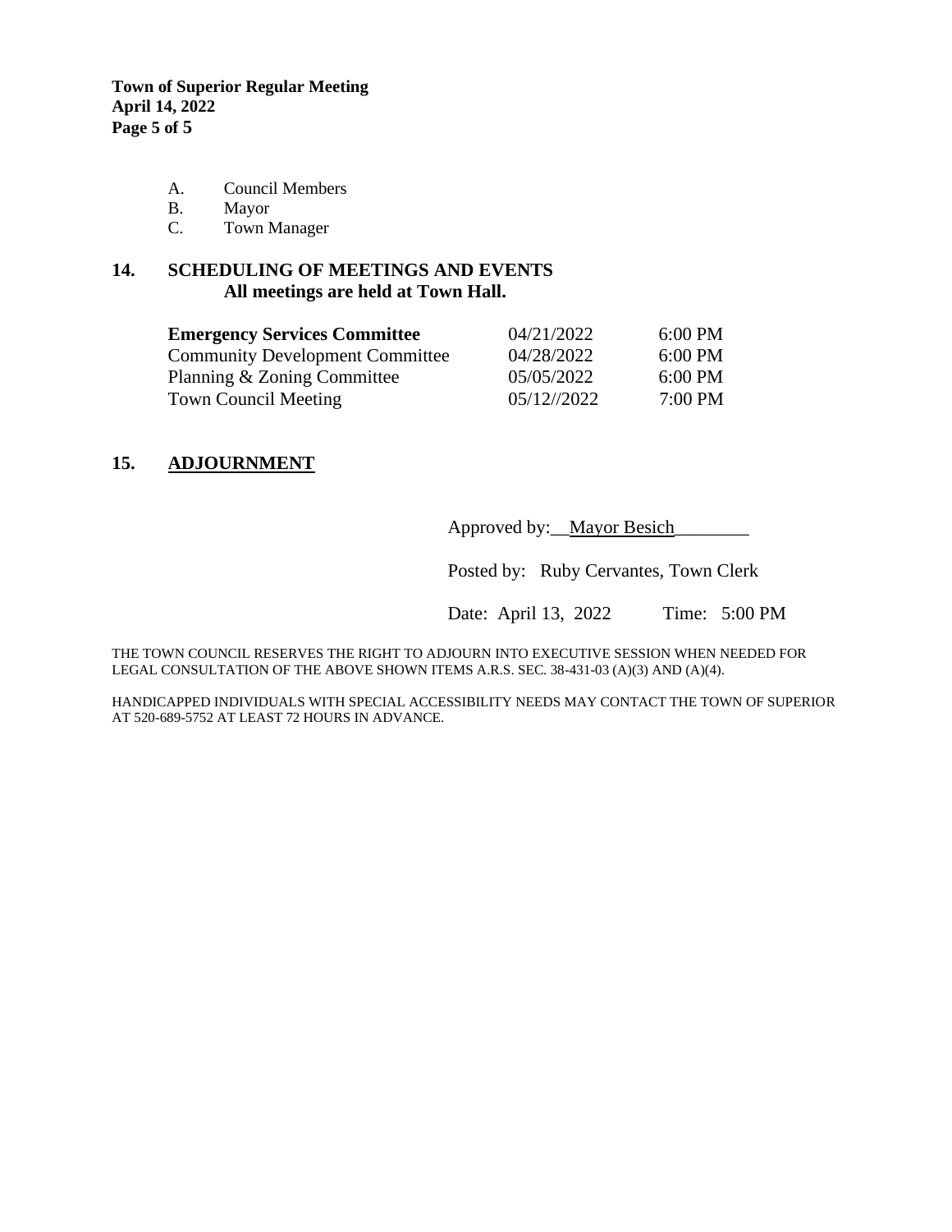A. Council Members
B. Mayor
C. Town Manager

## 14. SCHEDULING OF MEETINGS AND EVENTS
**All meetings are held at Town Hall.**

| | | |
|---|---|---|
| **Emergency Services Committee** | 04/21/2022 | 6:00 PM |
| Community Development Committee | 04/28/2022 | 6:00 PM |
| Planning & Zoning Committee | 05/05/2022 | 6:00 PM |
| Town Council Meeting | 05/12//2022 | 7:00 PM |

## 15. ADJOURNMENT

Approved by: Mayor Besich

Posted by: Ruby Cervantes, Town Clerk

Date: April 13, 2022 Time: 5:00 PM

THE TOWN COUNCIL RESERVES THE RIGHT TO ADJOURN INTO EXECUTIVE SESSION WHEN NEEDED FOR LEGAL CONSULTATION OF THE ABOVE SHOWN ITEMS A.R.S. SEC. 38-431-03 (A)(3) AND (A)(4).

HANDICAPPED INDIVIDUALS WITH SPECIAL ACCESSIBILITY NEEDS MAY CONTACT THE TOWN OF SUPERIOR AT 520-689-5752 AT LEAST 72 HOURS IN ADVANCE.